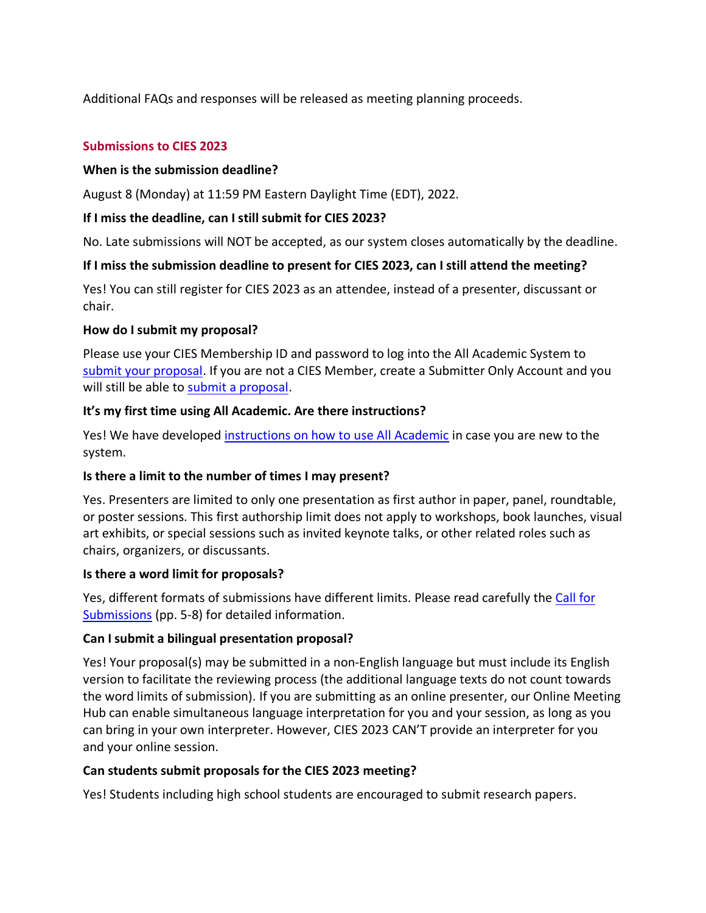Additional FAQs and responses will be released as meeting planning proceeds.

## Submissions to CIES 2023

**When is the submission deadline?**

August 8 (Monday) at 11:59 PM Eastern Daylight Time (EDT), 2022.

**If I miss the deadline, can I still submit for CIES 2023?**

No. Late submissions will NOT be accepted, as our system closes automatically by the deadline.

**If I miss the submission deadline to present for CIES 2023, can I still attend the meeting?**

Yes! You can still register for CIES 2023 as an attendee, instead of a presenter, discussant or chair.

**How do I submit my proposal?**

Please use your CIES Membership ID and password to log into the All Academic System to submit your proposal. If you are not a CIES Member, create a Submitter Only Account and you will still be able to submit a proposal.

**It's my first time using All Academic. Are there instructions?**

Yes! We have developed instructions on how to use All Academic in case you are new to the system.

**Is there a limit to the number of times I may present?**

Yes. Presenters are limited to only one presentation as first author in paper, panel, roundtable, or poster sessions. This first authorship limit does not apply to workshops, book launches, visual art exhibits, or special sessions such as invited keynote talks, or other related roles such as chairs, organizers, or discussants.

**Is there a word limit for proposals?**

Yes, different formats of submissions have different limits. Please read carefully the Call for Submissions (pp. 5-8) for detailed information.

**Can I submit a bilingual presentation proposal?**

Yes! Your proposal(s) may be submitted in a non-English language but must include its English version to facilitate the reviewing process (the additional language texts do not count towards the word limits of submission). If you are submitting as an online presenter, our Online Meeting Hub can enable simultaneous language interpretation for you and your session, as long as you can bring in your own interpreter. However, CIES 2023 CAN'T provide an interpreter for you and your online session.

**Can students submit proposals for the CIES 2023 meeting?**

Yes! Students including high school students are encouraged to submit research papers.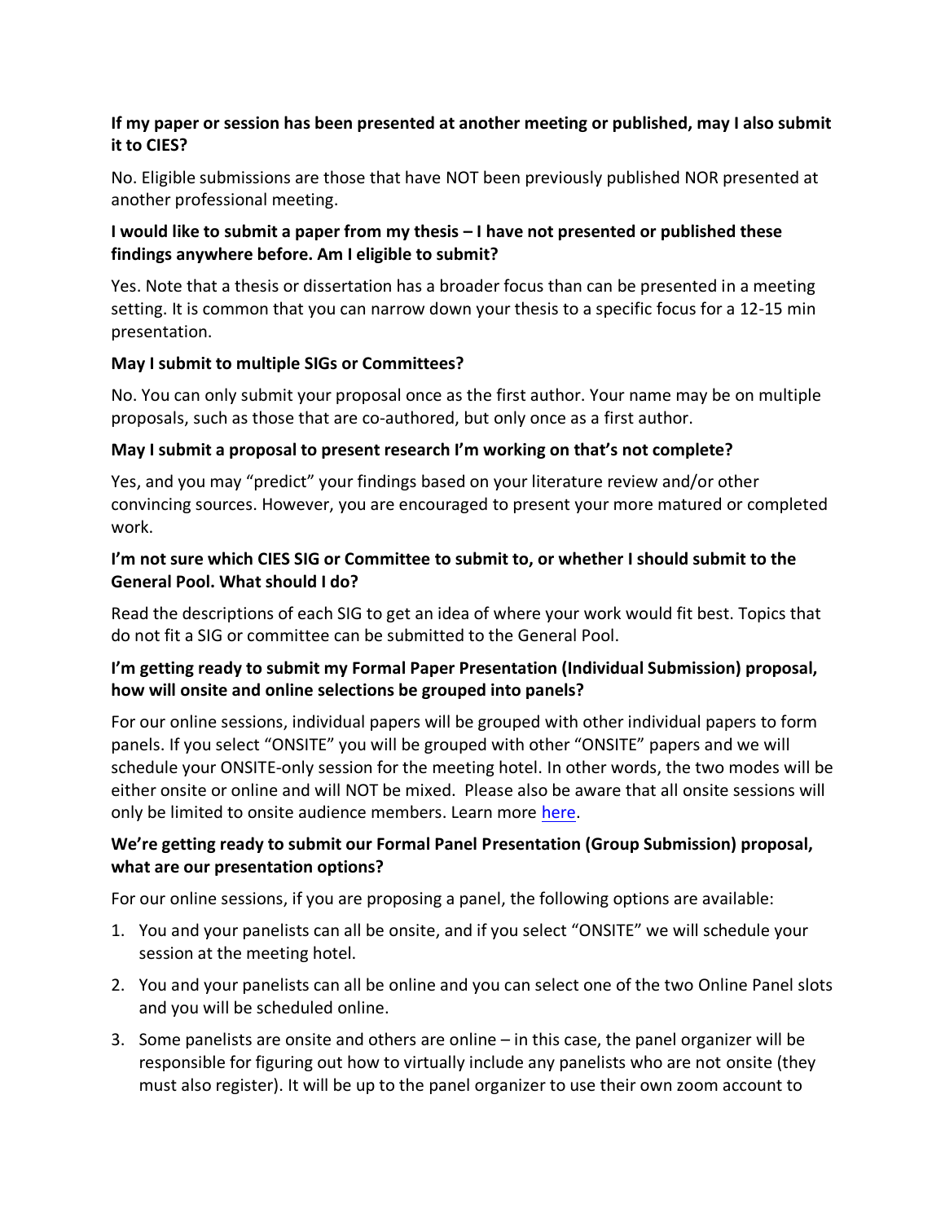**If my paper or session has been presented at another meeting or published, may I also submit it to CIES?**

No. Eligible submissions are those that have NOT been previously published NOR presented at another professional meeting.

**I would like to submit a paper from my thesis – I have not presented or published these findings anywhere before. Am I eligible to submit?**

Yes. Note that a thesis or dissertation has a broader focus than can be presented in a meeting setting. It is common that you can narrow down your thesis to a specific focus for a 12-15 min presentation.

**May I submit to multiple SIGs or Committees?**

No. You can only submit your proposal once as the first author. Your name may be on multiple proposals, such as those that are co-authored, but only once as a first author.

**May I submit a proposal to present research I'm working on that's not complete?**

Yes, and you may "predict" your findings based on your literature review and/or other convincing sources. However, you are encouraged to present your more matured or completed work.

**I'm not sure which CIES SIG or Committee to submit to, or whether I should submit to the General Pool. What should I do?**

Read the descriptions of each SIG to get an idea of where your work would fit best. Topics that do not fit a SIG or committee can be submitted to the General Pool.

**I'm getting ready to submit my Formal Paper Presentation (Individual Submission) proposal, how will onsite and online selections be grouped into panels?**

For our online sessions, individual papers will be grouped with other individual papers to form panels. If you select "ONSITE" you will be grouped with other "ONSITE" papers and we will schedule your ONSITE-only session for the meeting hotel. In other words, the two modes will be either onsite or online and will NOT be mixed. Please also be aware that all onsite sessions will only be limited to onsite audience members. Learn more [here](here).

**We're getting ready to submit our Formal Panel Presentation (Group Submission) proposal, what are our presentation options?**

For our online sessions, if you are proposing a panel, the following options are available:

1. You and your panelists can all be onsite, and if you select "ONSITE" we will schedule your session at the meeting hotel.
2. You and your panelists can all be online and you can select one of the two Online Panel slots and you will be scheduled online.
3. Some panelists are onsite and others are online – in this case, the panel organizer will be responsible for figuring out how to virtually include any panelists who are not onsite (they must also register). It will be up to the panel organizer to use their own zoom account to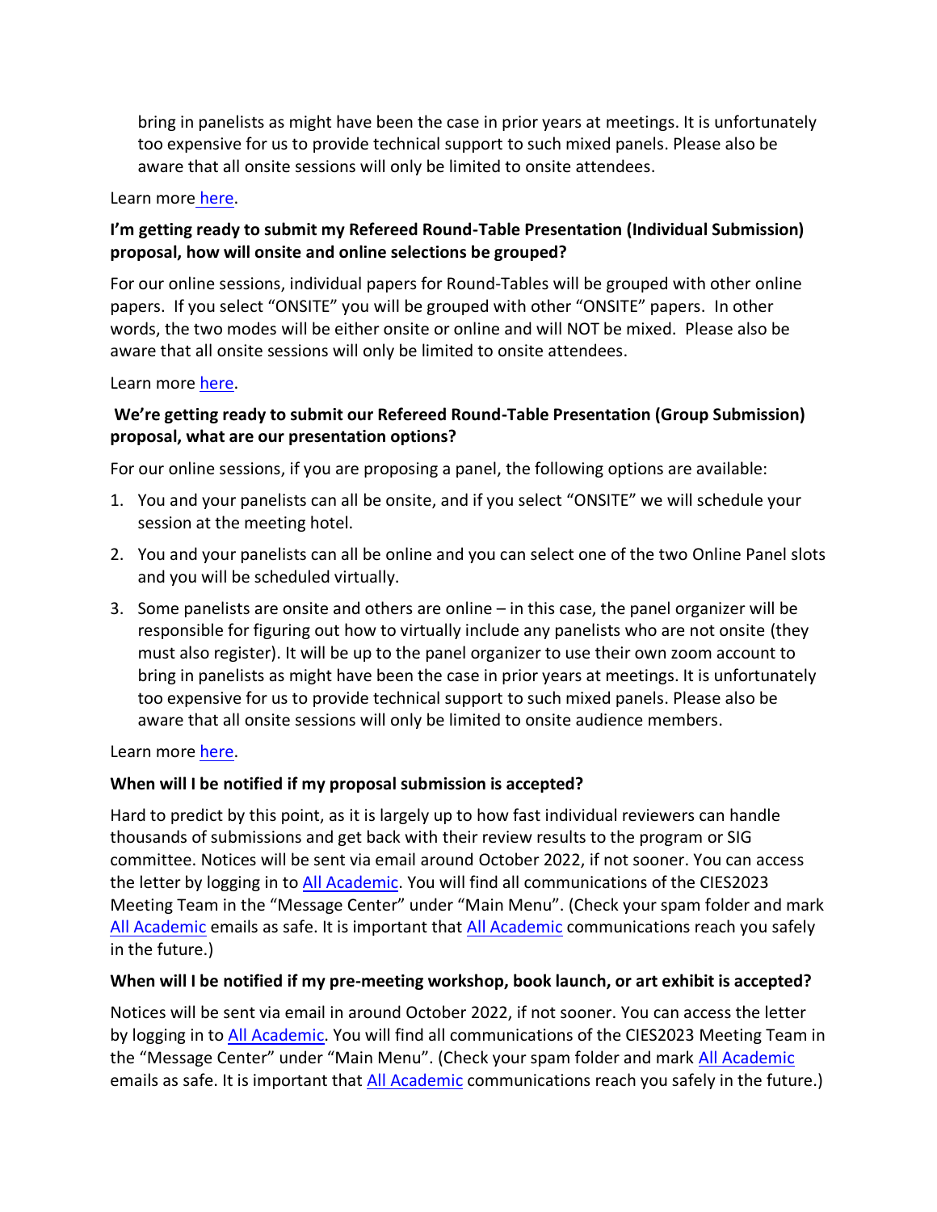bring in panelists as might have been the case in prior years at meetings. It is unfortunately too expensive for us to provide technical support to such mixed panels. Please also be aware that all onsite sessions will only be limited to onsite attendees.

Learn more here.

**I'm getting ready to submit my Refereed Round-Table Presentation (Individual Submission) proposal, how will onsite and online selections be grouped?**

For our online sessions, individual papers for Round-Tables will be grouped with other online papers. If you select "ONSITE" you will be grouped with other "ONSITE" papers. In other words, the two modes will be either onsite or online and will NOT be mixed. Please also be aware that all onsite sessions will only be limited to onsite attendees.

Learn more here.

**We're getting ready to submit our Refereed Round-Table Presentation (Group Submission) proposal, what are our presentation options?**

For our online sessions, if you are proposing a panel, the following options are available:

1. You and your panelists can all be onsite, and if you select "ONSITE" we will schedule your session at the meeting hotel.
2. You and your panelists can all be online and you can select one of the two Online Panel slots and you will be scheduled virtually.
3. Some panelists are onsite and others are online – in this case, the panel organizer will be responsible for figuring out how to virtually include any panelists who are not onsite (they must also register). It will be up to the panel organizer to use their own zoom account to bring in panelists as might have been the case in prior years at meetings. It is unfortunately too expensive for us to provide technical support to such mixed panels. Please also be aware that all onsite sessions will only be limited to onsite audience members.

Learn more here.

**When will I be notified if my proposal submission is accepted?**

Hard to predict by this point, as it is largely up to how fast individual reviewers can handle thousands of submissions and get back with their review results to the program or SIG committee. Notices will be sent via email around October 2022, if not sooner. You can access the letter by logging in to All Academic. You will find all communications of the CIES2023 Meeting Team in the "Message Center" under "Main Menu". (Check your spam folder and mark All Academic emails as safe. It is important that All Academic communications reach you safely in the future.)

**When will I be notified if my pre-meeting workshop, book launch, or art exhibit is accepted?**

Notices will be sent via email in around October 2022, if not sooner. You can access the letter by logging in to All Academic. You will find all communications of the CIES2023 Meeting Team in the "Message Center" under "Main Menu". (Check your spam folder and mark All Academic emails as safe. It is important that All Academic communications reach you safely in the future.)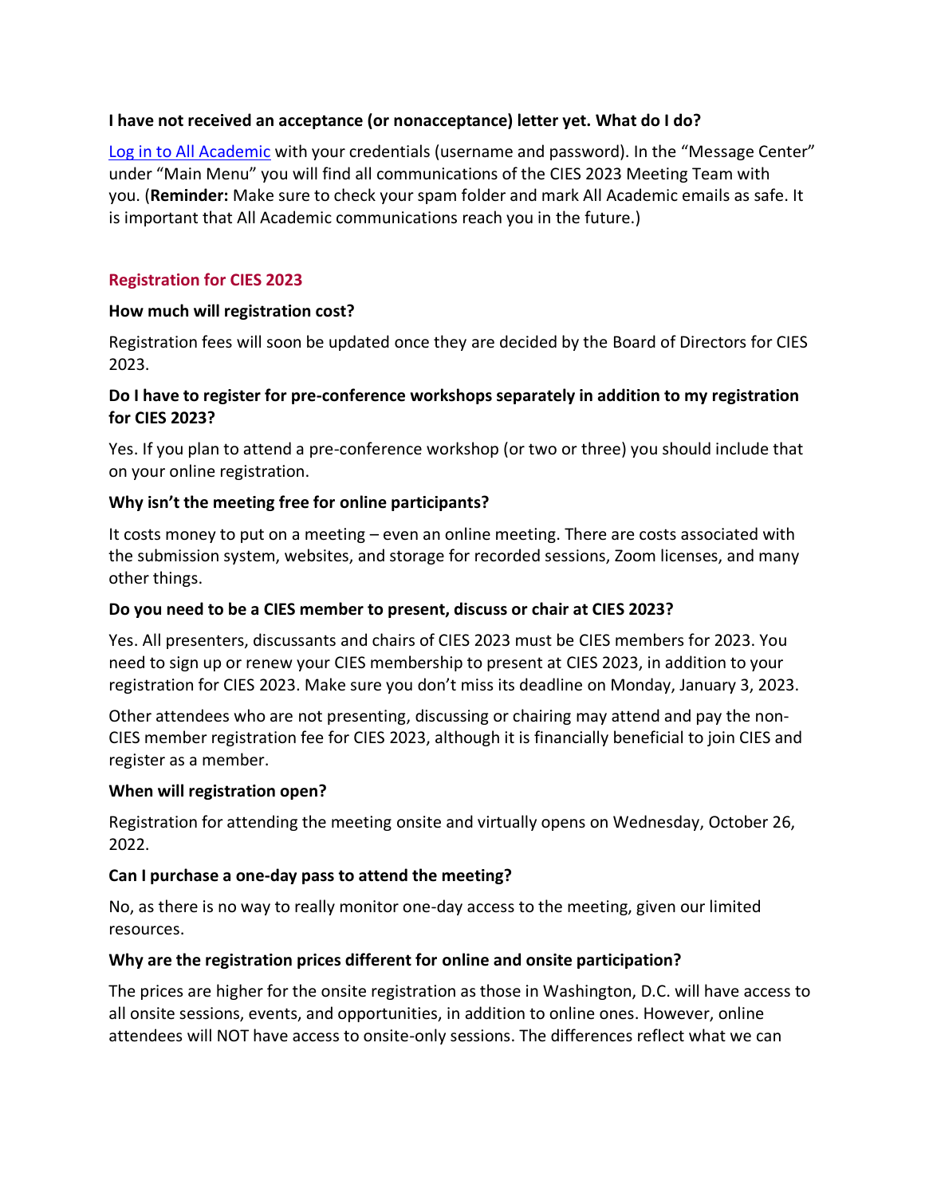**I have not received an acceptance (or nonacceptance) letter yet. What do I do?**

[Log in to All Academic](#) with your credentials (username and password). In the "Message Center" under "Main Menu" you will find all communications of the CIES 2023 Meeting Team with you. (**Reminder:** Make sure to check your spam folder and mark All Academic emails as safe. It is important that All Academic communications reach you in the future.)

## Registration for CIES 2023

**How much will registration cost?**

Registration fees will soon be updated once they are decided by the Board of Directors for CIES 2023.

**Do I have to register for pre-conference workshops separately in addition to my registration for CIES 2023?**

Yes. If you plan to attend a pre-conference workshop (or two or three) you should include that on your online registration.

**Why isn't the meeting free for online participants?**

It costs money to put on a meeting – even an online meeting. There are costs associated with the submission system, websites, and storage for recorded sessions, Zoom licenses, and many other things.

**Do you need to be a CIES member to present, discuss or chair at CIES 2023?**

Yes. All presenters, discussants and chairs of CIES 2023 must be CIES members for 2023. You need to sign up or renew your CIES membership to present at CIES 2023, in addition to your registration for CIES 2023. Make sure you don't miss its deadline on Monday, January 3, 2023.

Other attendees who are not presenting, discussing or chairing may attend and pay the non-CIES member registration fee for CIES 2023, although it is financially beneficial to join CIES and register as a member.

**When will registration open?**

Registration for attending the meeting onsite and virtually opens on Wednesday, October 26, 2022.

**Can I purchase a one-day pass to attend the meeting?**

No, as there is no way to really monitor one-day access to the meeting, given our limited resources.

**Why are the registration prices different for online and onsite participation?**

The prices are higher for the onsite registration as those in Washington, D.C. will have access to all onsite sessions, events, and opportunities, in addition to online ones. However, online attendees will NOT have access to onsite-only sessions. The differences reflect what we can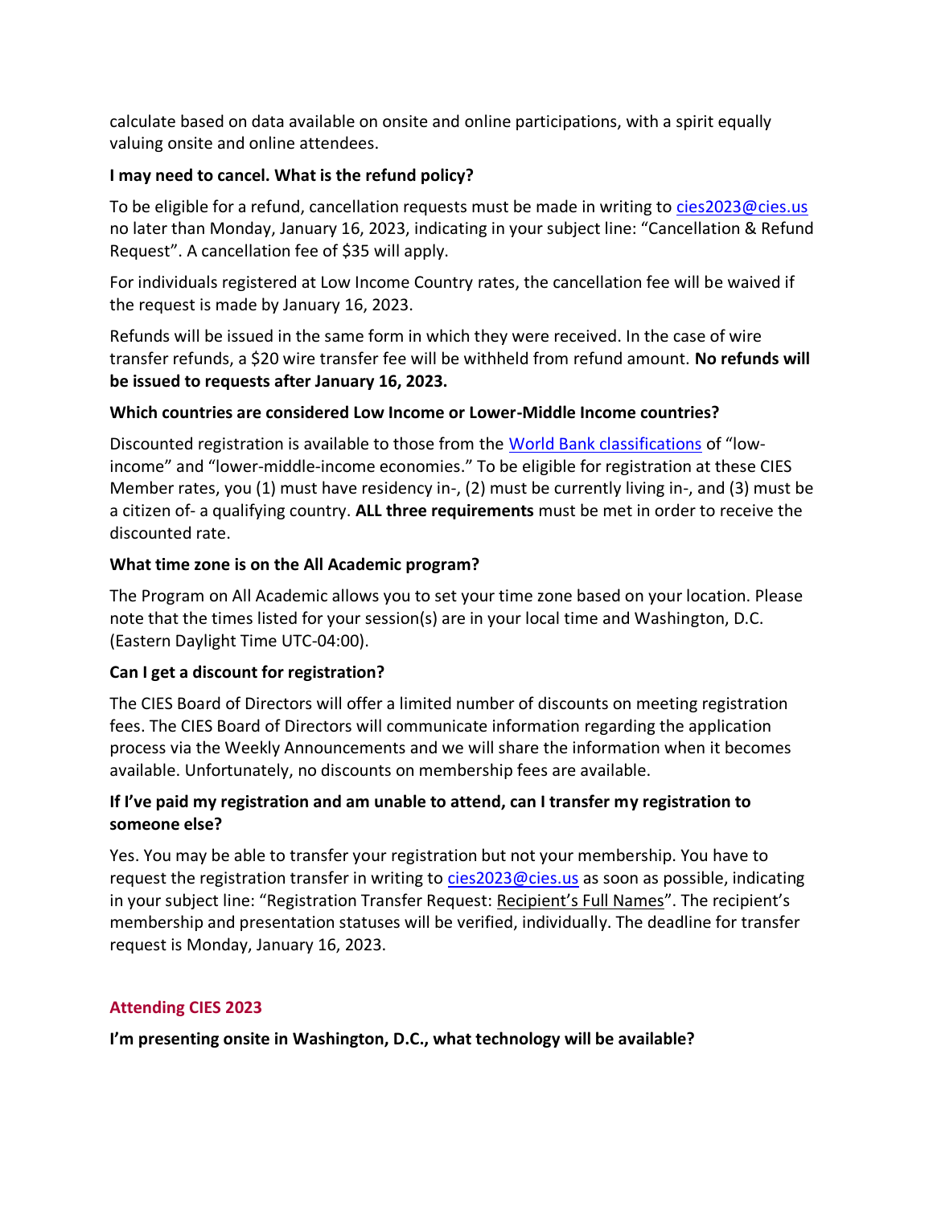calculate based on data available on onsite and online participations, with a spirit equally valuing onsite and online attendees.

**I may need to cancel. What is the refund policy?**

To be eligible for a refund, cancellation requests must be made in writing to [cies2023@cies.us](mailto:cies2023@cies.us) no later than Monday, January 16, 2023, indicating in your subject line: "Cancellation & Refund Request". A cancellation fee of $35 will apply.

For individuals registered at Low Income Country rates, the cancellation fee will be waived if the request is made by January 16, 2023.

Refunds will be issued in the same form in which they were received. In the case of wire transfer refunds, a $20 wire transfer fee will be withheld from refund amount. **No refunds will be issued to requests after January 16, 2023.**

**Which countries are considered Low Income or Lower-Middle Income countries?**

Discounted registration is available to those from the [World Bank classifications]() of "low-income" and "lower-middle-income economies." To be eligible for registration at these CIES Member rates, you (1) must have residency in-, (2) must be currently living in-, and (3) must be a citizen of- a qualifying country. **ALL three requirements** must be met in order to receive the discounted rate.

**What time zone is on the All Academic program?**

The Program on All Academic allows you to set your time zone based on your location. Please note that the times listed for your session(s) are in your local time and Washington, D.C. (Eastern Daylight Time UTC-04:00).

**Can I get a discount for registration?**

The CIES Board of Directors will offer a limited number of discounts on meeting registration fees. The CIES Board of Directors will communicate information regarding the application process via the Weekly Announcements and we will share the information when it becomes available. Unfortunately, no discounts on membership fees are available.

**If I've paid my registration and am unable to attend, can I transfer my registration to someone else?**

Yes. You may be able to transfer your registration but not your membership. You have to request the registration transfer in writing to [cies2023@cies.us](mailto:cies2023@cies.us) as soon as possible, indicating in your subject line: "Registration Transfer Request: Recipient's Full Names". The recipient's membership and presentation statuses will be verified, individually. The deadline for transfer request is Monday, January 16, 2023.

## Attending CIES 2023

**I'm presenting onsite in Washington, D.C., what technology will be available?**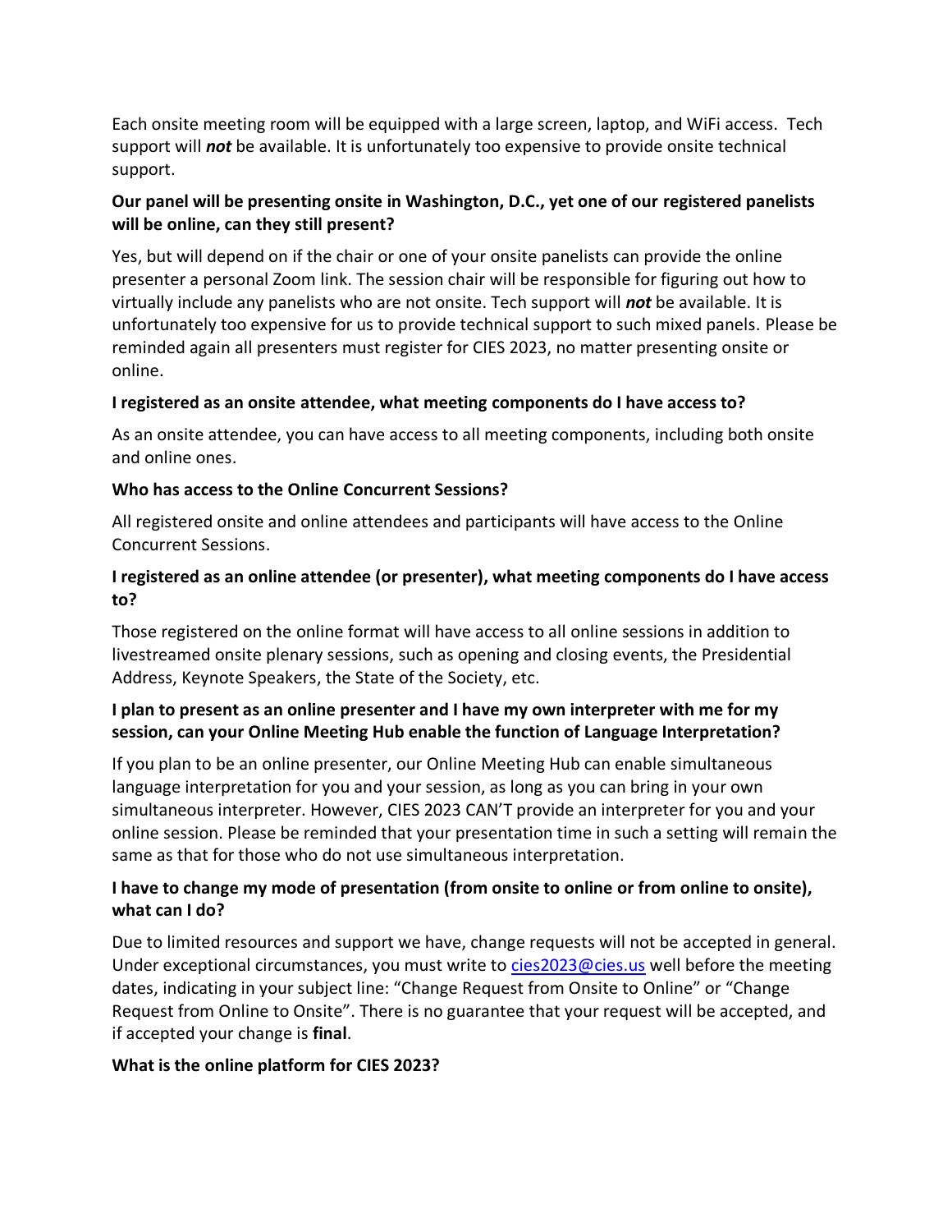Each onsite meeting room will be equipped with a large screen, laptop, and WiFi access. Tech support will ***not*** be available. It is unfortunately too expensive to provide onsite technical support.

**Our panel will be presenting onsite in Washington, D.C., yet one of our registered panelists will be online, can they still present?**

Yes, but will depend on if the chair or one of your onsite panelists can provide the online presenter a personal Zoom link. The session chair will be responsible for figuring out how to virtually include any panelists who are not onsite. Tech support will ***not*** be available. It is unfortunately too expensive for us to provide technical support to such mixed panels. Please be reminded again all presenters must register for CIES 2023, no matter presenting onsite or online.

**I registered as an onsite attendee, what meeting components do I have access to?**

As an onsite attendee, you can have access to all meeting components, including both onsite and online ones.

**Who has access to the Online Concurrent Sessions?**

All registered onsite and online attendees and participants will have access to the Online Concurrent Sessions.

**I registered as an online attendee (or presenter), what meeting components do I have access to?**

Those registered on the online format will have access to all online sessions in addition to livestreamed onsite plenary sessions, such as opening and closing events, the Presidential Address, Keynote Speakers, the State of the Society, etc.

**I plan to present as an online presenter and I have my own interpreter with me for my session, can your Online Meeting Hub enable the function of Language Interpretation?**

If you plan to be an online presenter, our Online Meeting Hub can enable simultaneous language interpretation for you and your session, as long as you can bring in your own simultaneous interpreter. However, CIES 2023 CAN'T provide an interpreter for you and your online session. Please be reminded that your presentation time in such a setting will remain the same as that for those who do not use simultaneous interpretation.

**I have to change my mode of presentation (from onsite to online or from online to onsite), what can I do?**

Due to limited resources and support we have, change requests will not be accepted in general. Under exceptional circumstances, you must write to cies2023@cies.us well before the meeting dates, indicating in your subject line: "Change Request from Onsite to Online" or "Change Request from Online to Onsite". There is no guarantee that your request will be accepted, and if accepted your change is **final**.

**What is the online platform for CIES 2023?**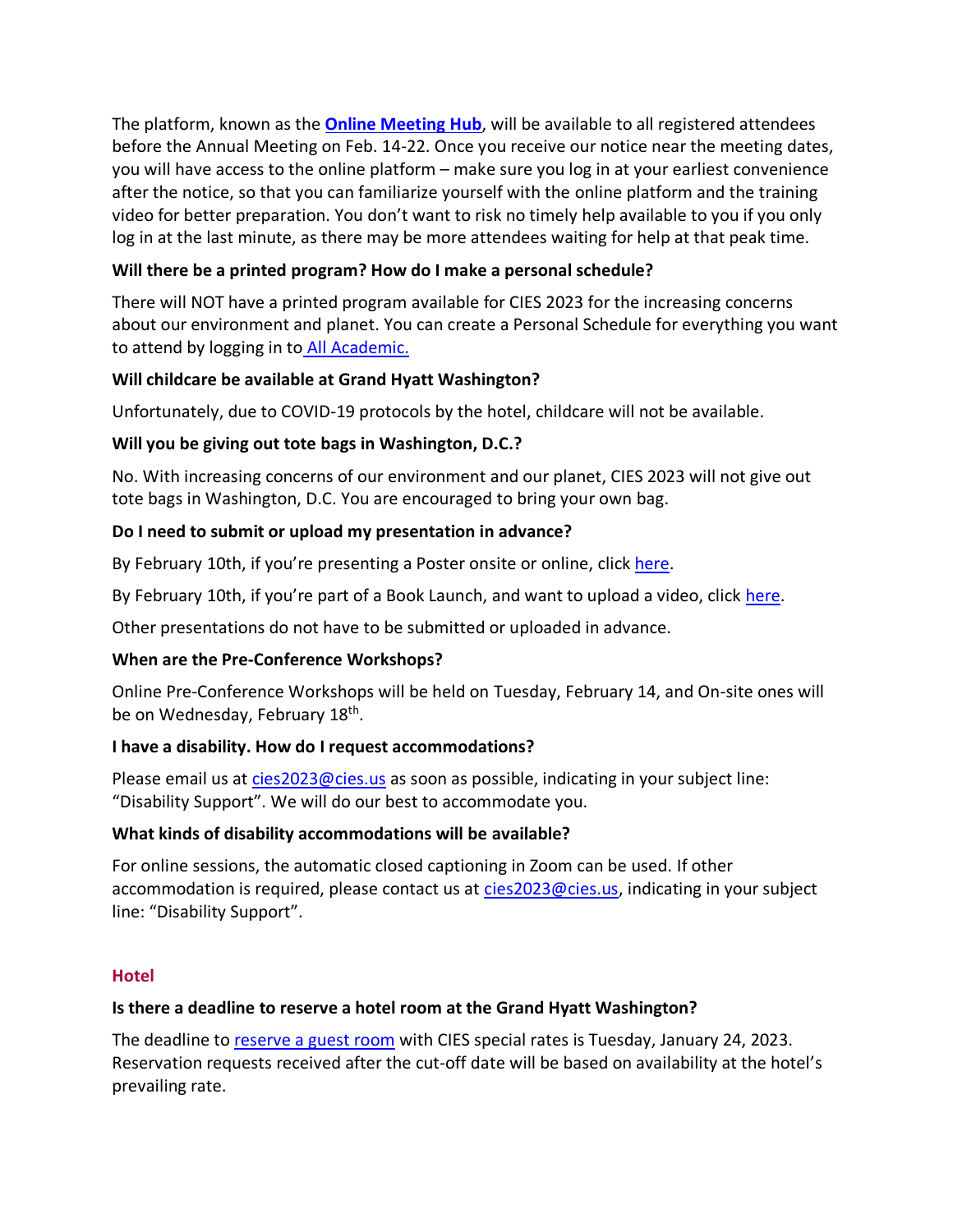The platform, known as the **[Online Meeting Hub](#)**, will be available to all registered attendees before the Annual Meeting on Feb. 14-22. Once you receive our notice near the meeting dates, you will have access to the online platform – make sure you log in at your earliest convenience after the notice, so that you can familiarize yourself with the online platform and the training video for better preparation. You don't want to risk no timely help available to you if you only log in at the last minute, as there may be more attendees waiting for help at that peak time.

**Will there be a printed program? How do I make a personal schedule?**

There will NOT have a printed program available for CIES 2023 for the increasing concerns about our environment and planet. You can create a Personal Schedule for everything you want to attend by logging in to All Academic.

**Will childcare be available at Grand Hyatt Washington?**

Unfortunately, due to COVID-19 protocols by the hotel, childcare will not be available.

**Will you be giving out tote bags in Washington, D.C.?**

No. With increasing concerns of our environment and our planet, CIES 2023 will not give out tote bags in Washington, D.C. You are encouraged to bring your own bag.

**Do I need to submit or upload my presentation in advance?**

By February 10th, if you're presenting a Poster onsite or online, click here.

By February 10th, if you're part of a Book Launch, and want to upload a video, click here.

Other presentations do not have to be submitted or uploaded in advance.

**When are the Pre-Conference Workshops?**

Online Pre-Conference Workshops will be held on Tuesday, February 14, and On-site ones will be on Wednesday, February 18th.

**I have a disability. How do I request accommodations?**

Please email us at cies2023@cies.us as soon as possible, indicating in your subject line: "Disability Support". We will do our best to accommodate you.

**What kinds of disability accommodations will be available?**

For online sessions, the automatic closed captioning in Zoom can be used. If other accommodation is required, please contact us at cies2023@cies.us, indicating in your subject line: "Disability Support".

## Hotel

**Is there a deadline to reserve a hotel room at the Grand Hyatt Washington?**

The deadline to reserve a guest room with CIES special rates is Tuesday, January 24, 2023. Reservation requests received after the cut-off date will be based on availability at the hotel's prevailing rate.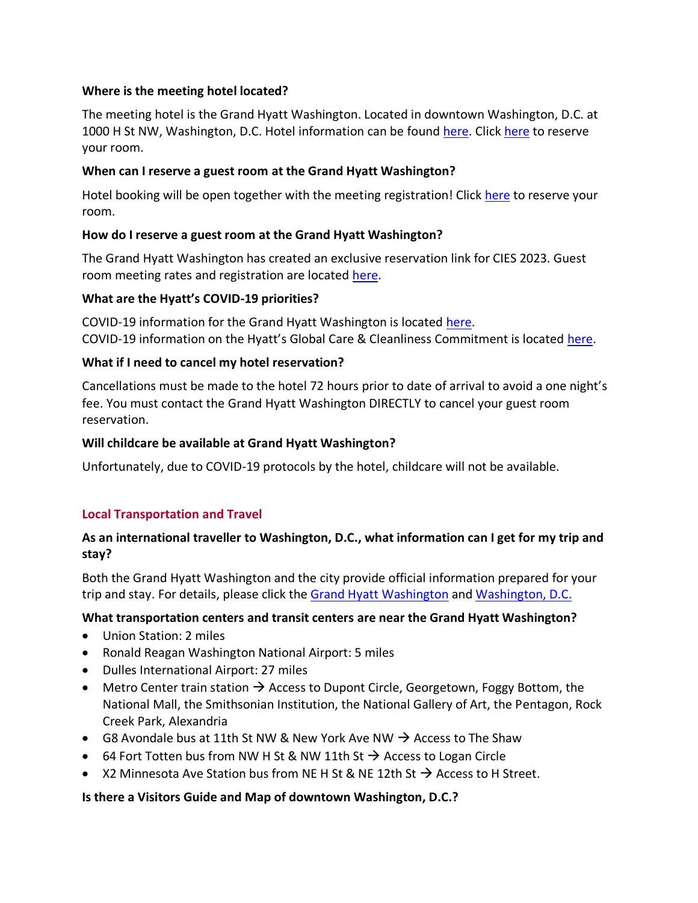**Where is the meeting hotel located?**

The meeting hotel is the Grand Hyatt Washington. Located in downtown Washington, D.C. at 1000 H St NW, Washington, D.C. Hotel information can be found here. Click here to reserve your room.

**When can I reserve a guest room at the Grand Hyatt Washington?**

Hotel booking will be open together with the meeting registration! Click here to reserve your room.

**How do I reserve a guest room at the Grand Hyatt Washington?**

The Grand Hyatt Washington has created an exclusive reservation link for CIES 2023. Guest room meeting rates and registration are located here.

**What are the Hyatt's COVID-19 priorities?**

COVID-19 information for the Grand Hyatt Washington is located here.
COVID-19 information on the Hyatt's Global Care & Cleanliness Commitment is located here.

**What if I need to cancel my hotel reservation?**

Cancellations must be made to the hotel 72 hours prior to date of arrival to avoid a one night's fee. You must contact the Grand Hyatt Washington DIRECTLY to cancel your guest room reservation.

**Will childcare be available at Grand Hyatt Washington?**

Unfortunately, due to COVID-19 protocols by the hotel, childcare will not be available.

## Local Transportation and Travel

**As an international traveller to Washington, D.C., what information can I get for my trip and stay?**

Both the Grand Hyatt Washington and the city provide official information prepared for your trip and stay. For details, please click the Grand Hyatt Washington and Washington, D.C.

**What transportation centers and transit centers are near the Grand Hyatt Washington?**

- Union Station: 2 miles
- Ronald Reagan Washington National Airport: 5 miles
- Dulles International Airport: 27 miles
- Metro Center train station → Access to Dupont Circle, Georgetown, Foggy Bottom, the National Mall, the Smithsonian Institution, the National Gallery of Art, the Pentagon, Rock Creek Park, Alexandria
- G8 Avondale bus at 11th St NW & New York Ave NW → Access to The Shaw
- 64 Fort Totten bus from NW H St & NW 11th St → Access to Logan Circle
- X2 Minnesota Ave Station bus from NE H St & NE 12th St → Access to H Street.

**Is there a Visitors Guide and Map of downtown Washington, D.C.?**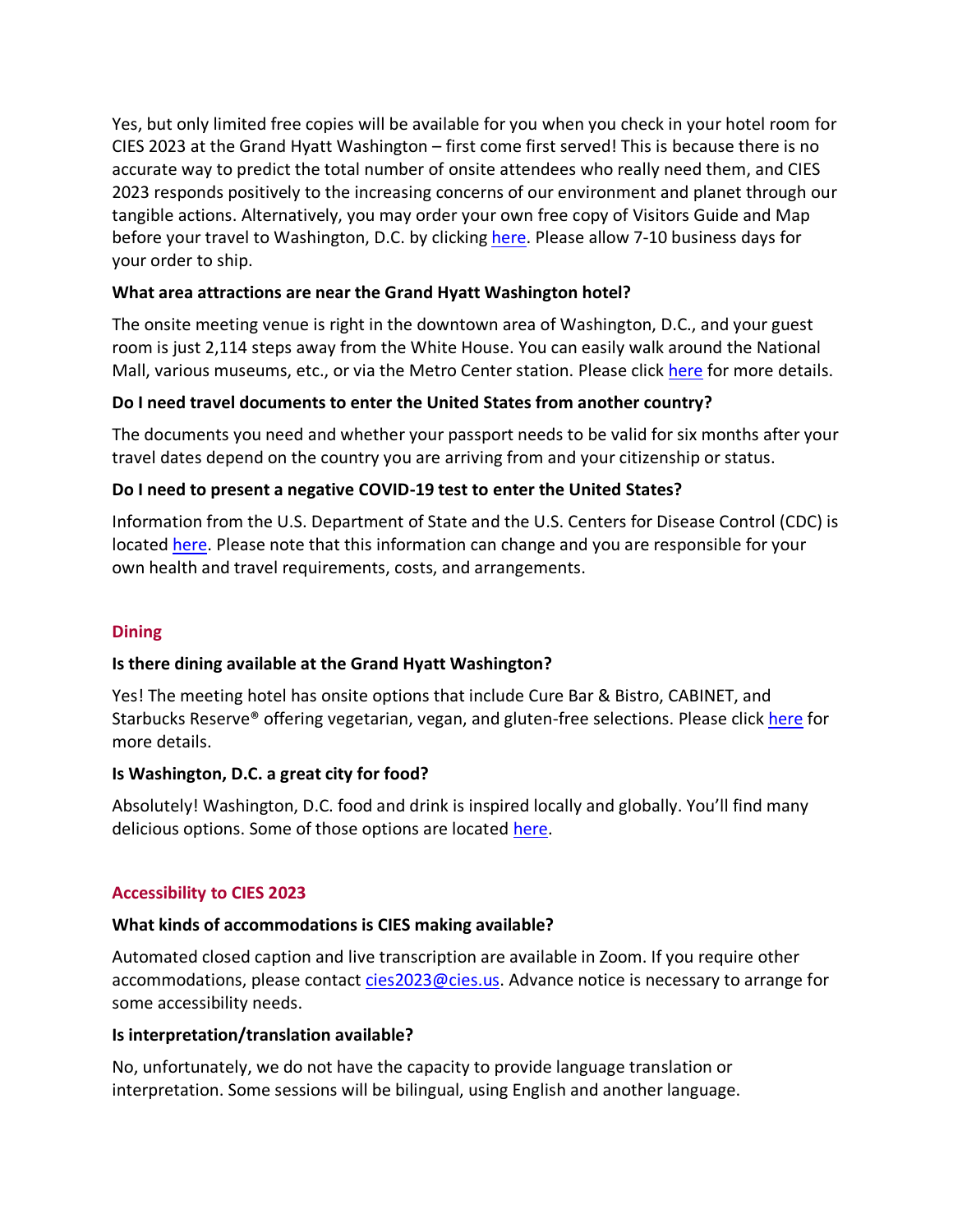Yes, but only limited free copies will be available for you when you check in your hotel room for CIES 2023 at the Grand Hyatt Washington – first come first served! This is because there is no accurate way to predict the total number of onsite attendees who really need them, and CIES 2023 responds positively to the increasing concerns of our environment and planet through our tangible actions. Alternatively, you may order your own free copy of Visitors Guide and Map before your travel to Washington, D.C. by clicking here. Please allow 7-10 business days for your order to ship.

**What area attractions are near the Grand Hyatt Washington hotel?**

The onsite meeting venue is right in the downtown area of Washington, D.C., and your guest room is just 2,114 steps away from the White House. You can easily walk around the National Mall, various museums, etc., or via the Metro Center station. Please click here for more details.

**Do I need travel documents to enter the United States from another country?**

The documents you need and whether your passport needs to be valid for six months after your travel dates depend on the country you are arriving from and your citizenship or status.

**Do I need to present a negative COVID-19 test to enter the United States?**

Information from the U.S. Department of State and the U.S. Centers for Disease Control (CDC) is located here. Please note that this information can change and you are responsible for your own health and travel requirements, costs, and arrangements.

## Dining

**Is there dining available at the Grand Hyatt Washington?**

Yes! The meeting hotel has onsite options that include Cure Bar & Bistro, CABINET, and Starbucks Reserve® offering vegetarian, vegan, and gluten-free selections. Please click here for more details.

**Is Washington, D.C. a great city for food?**

Absolutely! Washington, D.C. food and drink is inspired locally and globally. You'll find many delicious options. Some of those options are located here.

## Accessibility to CIES 2023

**What kinds of accommodations is CIES making available?**

Automated closed caption and live transcription are available in Zoom. If you require other accommodations, please contact cies2023@cies.us. Advance notice is necessary to arrange for some accessibility needs.

**Is interpretation/translation available?**

No, unfortunately, we do not have the capacity to provide language translation or interpretation. Some sessions will be bilingual, using English and another language.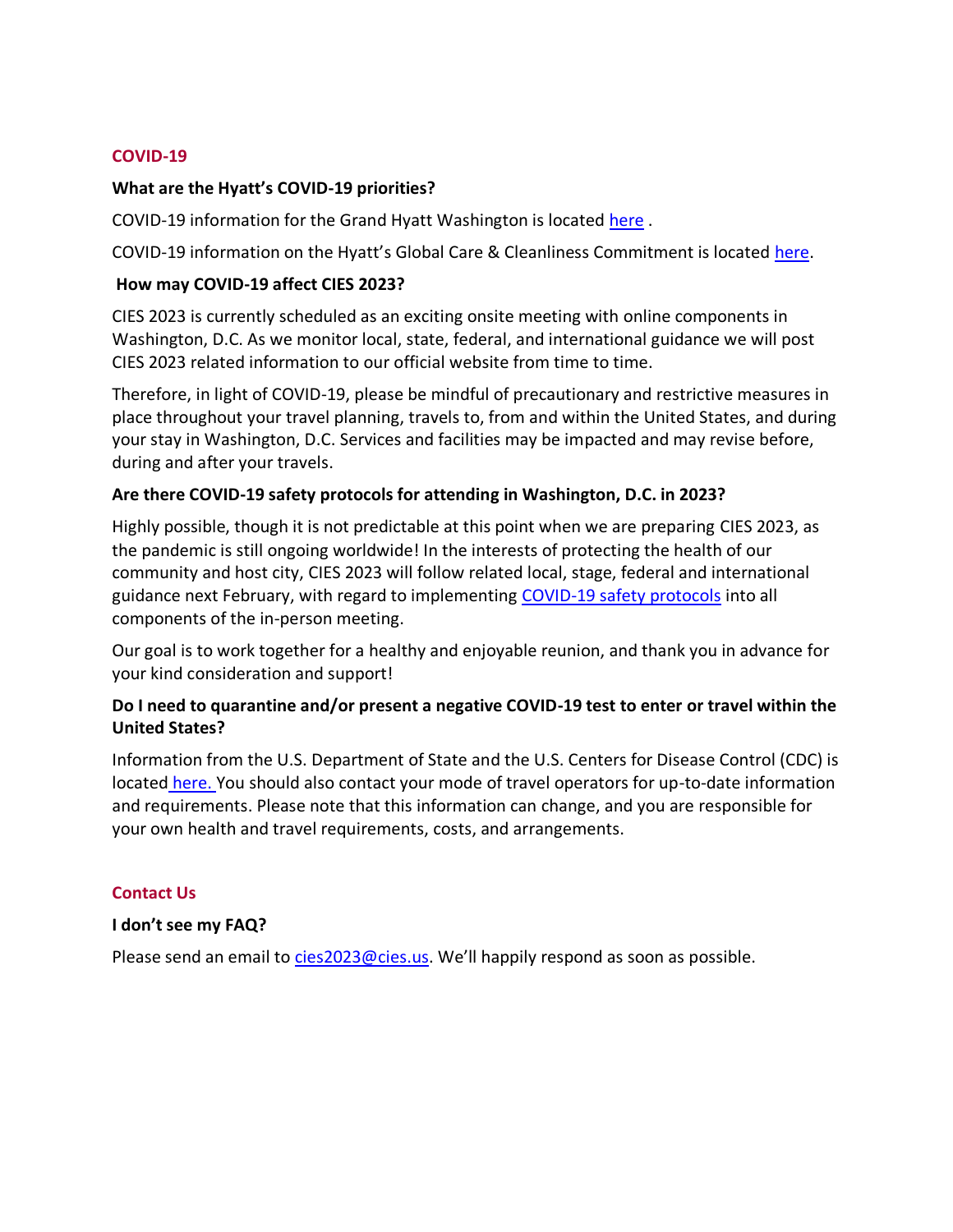## COVID-19

### What are the Hyatt's COVID-19 priorities?

COVID-19 information for the Grand Hyatt Washington is located here .

COVID-19 information on the Hyatt's Global Care & Cleanliness Commitment is located here.

### How may COVID-19 affect CIES 2023?

CIES 2023 is currently scheduled as an exciting onsite meeting with online components in Washington, D.C. As we monitor local, state, federal, and international guidance we will post CIES 2023 related information to our official website from time to time.

Therefore, in light of COVID-19, please be mindful of precautionary and restrictive measures in place throughout your travel planning, travels to, from and within the United States, and during your stay in Washington, D.C. Services and facilities may be impacted and may revise before, during and after your travels.

### Are there COVID-19 safety protocols for attending in Washington, D.C. in 2023?

Highly possible, though it is not predictable at this point when we are preparing CIES 2023, as the pandemic is still ongoing worldwide! In the interests of protecting the health of our community and host city, CIES 2023 will follow related local, stage, federal and international guidance next February, with regard to implementing COVID-19 safety protocols into all components of the in-person meeting.

Our goal is to work together for a healthy and enjoyable reunion, and thank you in advance for your kind consideration and support!

### Do I need to quarantine and/or present a negative COVID-19 test to enter or travel within the United States?

Information from the U.S. Department of State and the U.S. Centers for Disease Control (CDC) is located here. You should also contact your mode of travel operators for up-to-date information and requirements. Please note that this information can change, and you are responsible for your own health and travel requirements, costs, and arrangements.

## Contact Us

### I don't see my FAQ?

Please send an email to cies2023@cies.us. We'll happily respond as soon as possible.